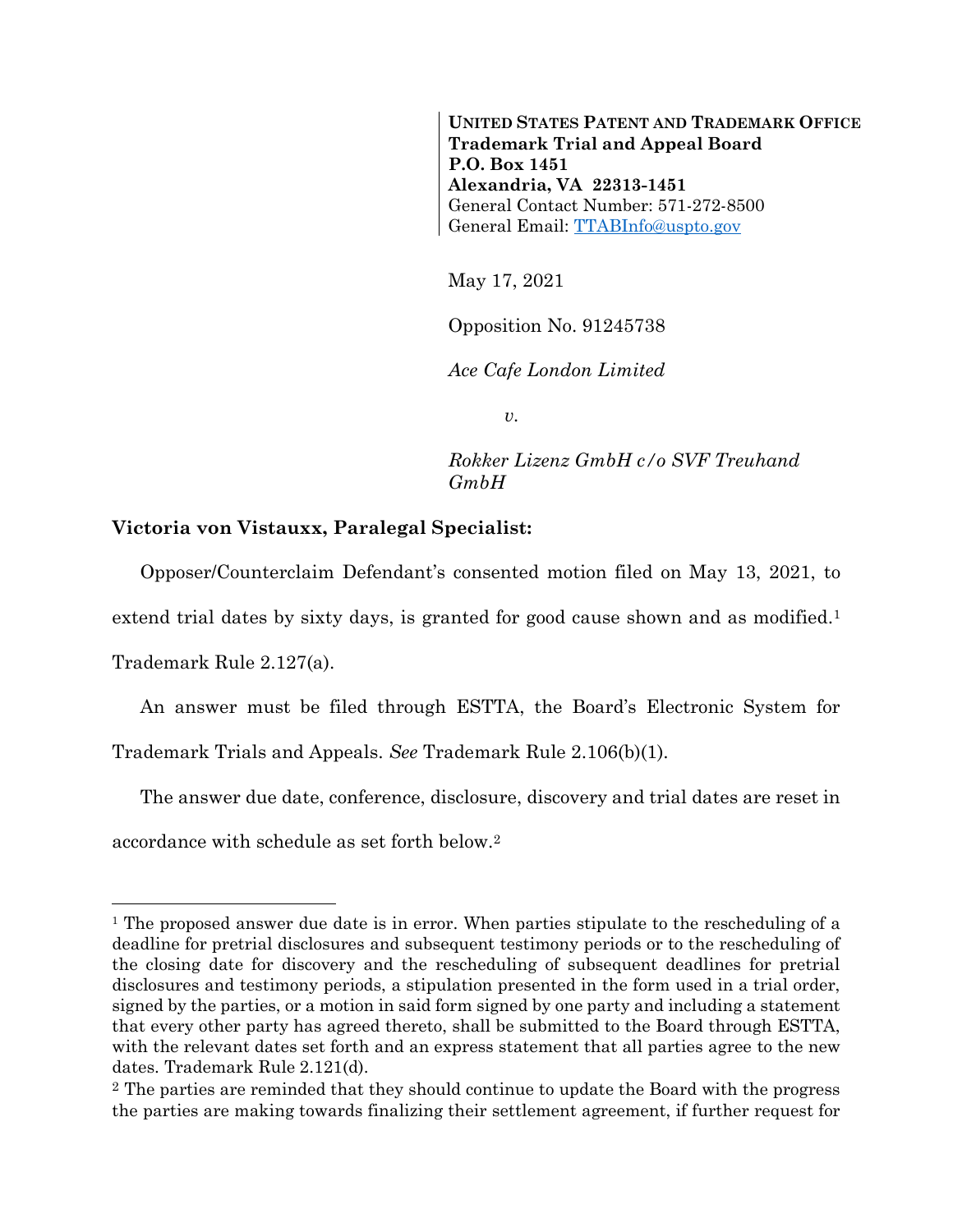**UNITED STATES PATENT AND TRADEMARK OFFICE**
**Trademark Trial and Appeal Board**
**P.O. Box 1451**
**Alexandria, VA 22313-1451**
General Contact Number: 571-272-8500
General Email: TTABInfo@uspto.gov

May 17, 2021

Opposition No. 91245738

*Ace Cafe London Limited*

*v.*

*Rokker Lizenz GmbH c/o SVF Treuhand GmbH*

**Victoria von Vistauxx, Paralegal Specialist:**

Opposer/Counterclaim Defendant's consented motion filed on May 13, 2021, to extend trial dates by sixty days, is granted for good cause shown and as modified.[1] Trademark Rule 2.127(a).

An answer must be filed through ESTTA, the Board's Electronic System for Trademark Trials and Appeals. *See* Trademark Rule 2.106(b)(1).

The answer due date, conference, disclosure, discovery and trial dates are reset in accordance with schedule as set forth below.[2]

---

[1] The proposed answer due date is in error. When parties stipulate to the rescheduling of a deadline for pretrial disclosures and subsequent testimony periods or to the rescheduling of the closing date for discovery and the rescheduling of subsequent deadlines for pretrial disclosures and testimony periods, a stipulation presented in the form used in a trial order, signed by the parties, or a motion in said form signed by one party and including a statement that every other party has agreed thereto, shall be submitted to the Board through ESTTA, with the relevant dates set forth and an express statement that all parties agree to the new dates. Trademark Rule 2.121(d).

[2] The parties are reminded that they should continue to update the Board with the progress the parties are making towards finalizing their settlement agreement, if further request for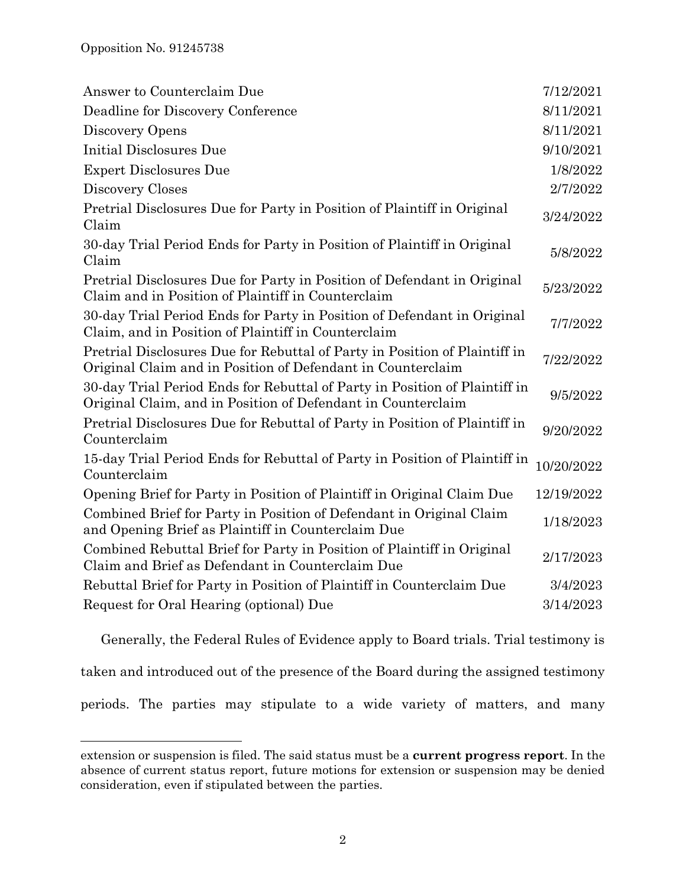| | |
|---|---|
| Answer to Counterclaim Due | 7/12/2021 |
| Deadline for Discovery Conference | 8/11/2021 |
| Discovery Opens | 8/11/2021 |
| Initial Disclosures Due | 9/10/2021 |
| Expert Disclosures Due | 1/8/2022 |
| Discovery Closes | 2/7/2022 |
| Pretrial Disclosures Due for Party in Position of Plaintiff in Original Claim | 3/24/2022 |
| 30-day Trial Period Ends for Party in Position of Plaintiff in Original Claim | 5/8/2022 |
| Pretrial Disclosures Due for Party in Position of Defendant in Original Claim and in Position of Plaintiff in Counterclaim | 5/23/2022 |
| 30-day Trial Period Ends for Party in Position of Defendant in Original Claim, and in Position of Plaintiff in Counterclaim | 7/7/2022 |
| Pretrial Disclosures Due for Rebuttal of Party in Position of Plaintiff in Original Claim and in Position of Defendant in Counterclaim | 7/22/2022 |
| 30-day Trial Period Ends for Rebuttal of Party in Position of Plaintiff in Original Claim, and in Position of Defendant in Counterclaim | 9/5/2022 |
| Pretrial Disclosures Due for Rebuttal of Party in Position of Plaintiff in Counterclaim | 9/20/2022 |
| 15-day Trial Period Ends for Rebuttal of Party in Position of Plaintiff in Counterclaim | 10/20/2022 |
| Opening Brief for Party in Position of Plaintiff in Original Claim Due | 12/19/2022 |
| Combined Brief for Party in Position of Defendant in Original Claim and Opening Brief as Plaintiff in Counterclaim Due | 1/18/2023 |
| Combined Rebuttal Brief for Party in Position of Plaintiff in Original Claim and Brief as Defendant in Counterclaim Due | 2/17/2023 |
| Rebuttal Brief for Party in Position of Plaintiff in Counterclaim Due | 3/4/2023 |
| Request for Oral Hearing (optional) Due | 3/14/2023 |

Generally, the Federal Rules of Evidence apply to Board trials. Trial testimony is taken and introduced out of the presence of the Board during the assigned testimony periods. The parties may stipulate to a wide variety of matters, and many

extension or suspension is filed. The said status must be a **current progress report**. In the absence of current status report, future motions for extension or suspension may be denied consideration, even if stipulated between the parties.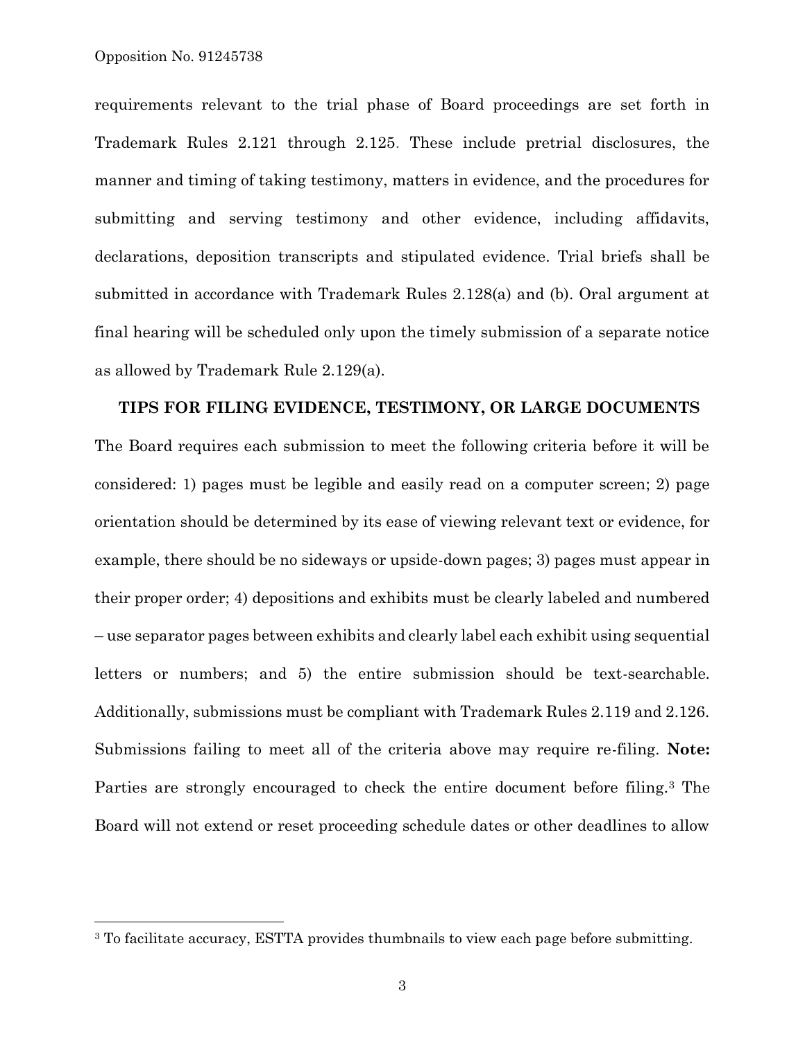requirements relevant to the trial phase of Board proceedings are set forth in Trademark Rules 2.121 through 2.125. These include pretrial disclosures, the manner and timing of taking testimony, matters in evidence, and the procedures for submitting and serving testimony and other evidence, including affidavits, declarations, deposition transcripts and stipulated evidence. Trial briefs shall be submitted in accordance with Trademark Rules 2.128(a) and (b). Oral argument at final hearing will be scheduled only upon the timely submission of a separate notice as allowed by Trademark Rule 2.129(a).

**TIPS FOR FILING EVIDENCE, TESTIMONY, OR LARGE DOCUMENTS**

The Board requires each submission to meet the following criteria before it will be considered: 1) pages must be legible and easily read on a computer screen; 2) page orientation should be determined by its ease of viewing relevant text or evidence, for example, there should be no sideways or upside-down pages; 3) pages must appear in their proper order; 4) depositions and exhibits must be clearly labeled and numbered – use separator pages between exhibits and clearly label each exhibit using sequential letters or numbers; and 5) the entire submission should be text-searchable. Additionally, submissions must be compliant with Trademark Rules 2.119 and 2.126. Submissions failing to meet all of the criteria above may require re-filing. **Note:** Parties are strongly encouraged to check the entire document before filing.[3] The Board will not extend or reset proceeding schedule dates or other deadlines to allow

[3] To facilitate accuracy, ESTTA provides thumbnails to view each page before submitting.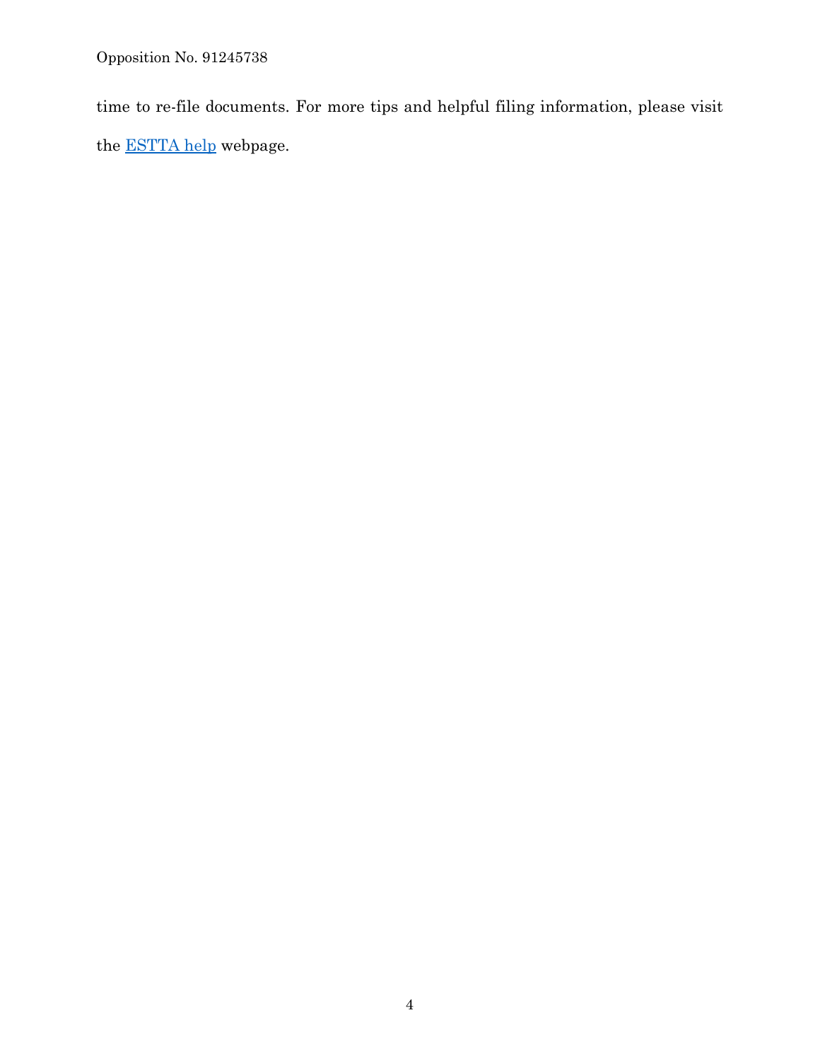time to re-file documents. For more tips and helpful filing information, please visit the [ESTTA help] webpage.